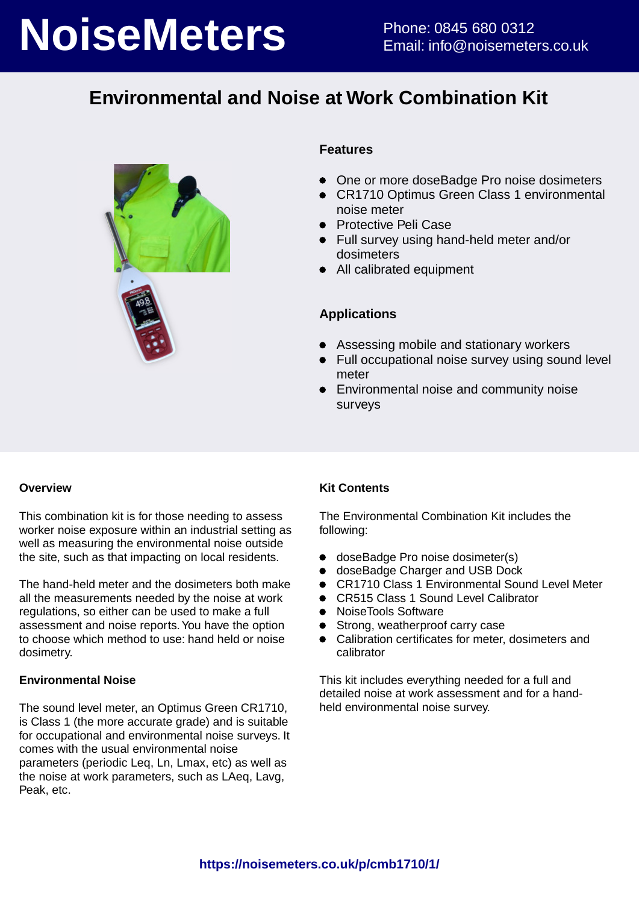# NoiseMeters

Phone: 0845 680 0312
Email: info@noisemeters.co.uk

## Environmental and Noise at Work Combination Kit

### Features

- One or more doseBadge Pro noise dosimeters
- CR1710 Optimus Green Class 1 environmental noise meter
- Protective Peli Case
- Full survey using hand-held meter and/or dosimeters
- All calibrated equipment

### Applications

- Assessing mobile and stationary workers
- Full occupational noise survey using sound level meter
- Environmental noise and community noise surveys

### Overview

This combination kit is for those needing to assess worker noise exposure within an industrial setting as well as measuring the environmental noise outside the site, such as that impacting on local residents.

The hand-held meter and the dosimeters both make all the measurements needed by the noise at work regulations, so either can be used to make a full assessment and noise reports. You have the option to choose which method to use: hand held or noise dosimetry.

### Environmental Noise

The sound level meter, an Optimus Green CR1710, is Class 1 (the more accurate grade) and is suitable for occupational and environmental noise surveys. It comes with the usual environmental noise parameters (periodic Leq, Ln, Lmax, etc) as well as the noise at work parameters, such as LAeq, Lavg, Peak, etc.

### Kit Contents

The Environmental Combination Kit includes the following:

- doseBadge Pro noise dosimeter(s)
- doseBadge Charger and USB Dock
- CR1710 Class 1 Environmental Sound Level Meter
- CR515 Class 1 Sound Level Calibrator
- NoiseTools Software
- Strong, weatherproof carry case
- Calibration certificates for meter, dosimeters and calibrator

This kit includes everything needed for a full and detailed noise at work assessment and for a hand-held environmental noise survey.

https://noisemeters.co.uk/p/cmb1710/1/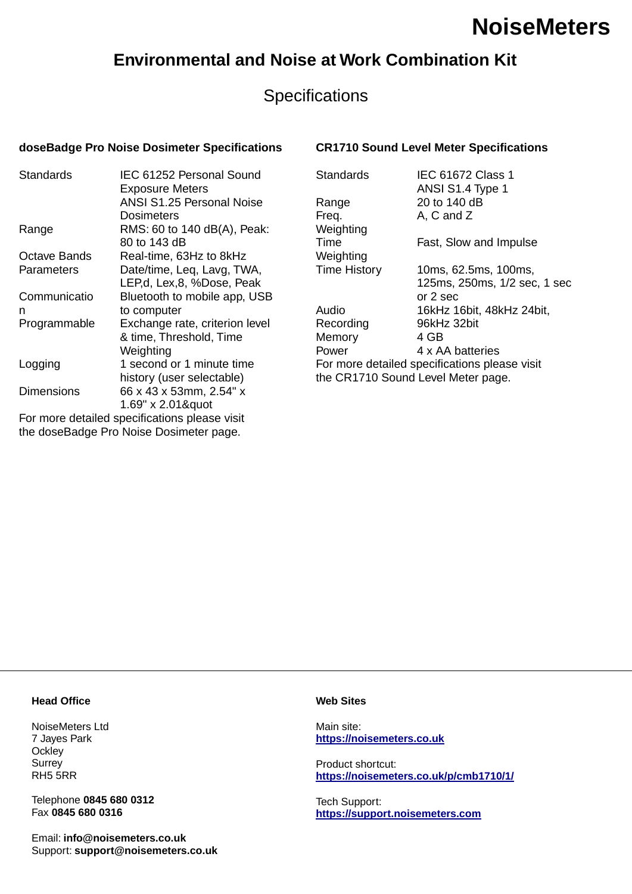# NoiseMeters

## Environmental and Noise at Work Combination Kit

Specifications

### doseBadge Pro Noise Dosimeter Specifications

| | |
|---|---|
| Standards | IEC 61252 Personal Sound Exposure Meters<br>ANSI S1.25 Personal Noise Dosimeters |
| Range | RMS: 60 to 140 dB(A), Peak: 80 to 143 dB |
| Octave Bands | Real-time, 63Hz to 8kHz |
| Parameters | Date/time, Leq, Lavg, TWA, LEP,d, Lex,8, %Dose, Peak |
| Communication | Bluetooth to mobile app, USB to computer |
| Programmable | Exchange rate, criterion level & time, Threshold, Time Weighting |
| Logging | 1 second or 1 minute time history (user selectable) |
| Dimensions | 66 x 43 x 53mm, 2.54" x 1.69" x 2.01&quot |

For more detailed specifications please visit the doseBadge Pro Noise Dosimeter page.

### CR1710 Sound Level Meter Specifications

| | |
|---|---|
| Standards | IEC 61672 Class 1<br>ANSI S1.4 Type 1 |
| Range | 20 to 140 dB |
| Freq. Weighting | A, C and Z |
| Time Weighting | Fast, Slow and Impulse |
| Time History | 10ms, 62.5ms, 100ms, 125ms, 250ms, 1/2 sec, 1 sec or 2 sec |
| Audio Recording | 16kHz 16bit, 48kHz 24bit, 96kHz 32bit |
| Memory | 4 GB |
| Power | 4 x AA batteries |

For more detailed specifications please visit the CR1710 Sound Level Meter page.

---

**Head Office**

NoiseMeters Ltd
7 Jayes Park
Ockley
Surrey
RH5 5RR

Telephone **0845 680 0312**
Fax **0845 680 0316**

Email: **info@noisemeters.co.uk**
Support: **support@noisemeters.co.uk**

**Web Sites**

Main site:
**https://noisemeters.co.uk**

Product shortcut:
**https://noisemeters.co.uk/p/cmb1710/1/**

Tech Support:
**https://support.noisemeters.com**